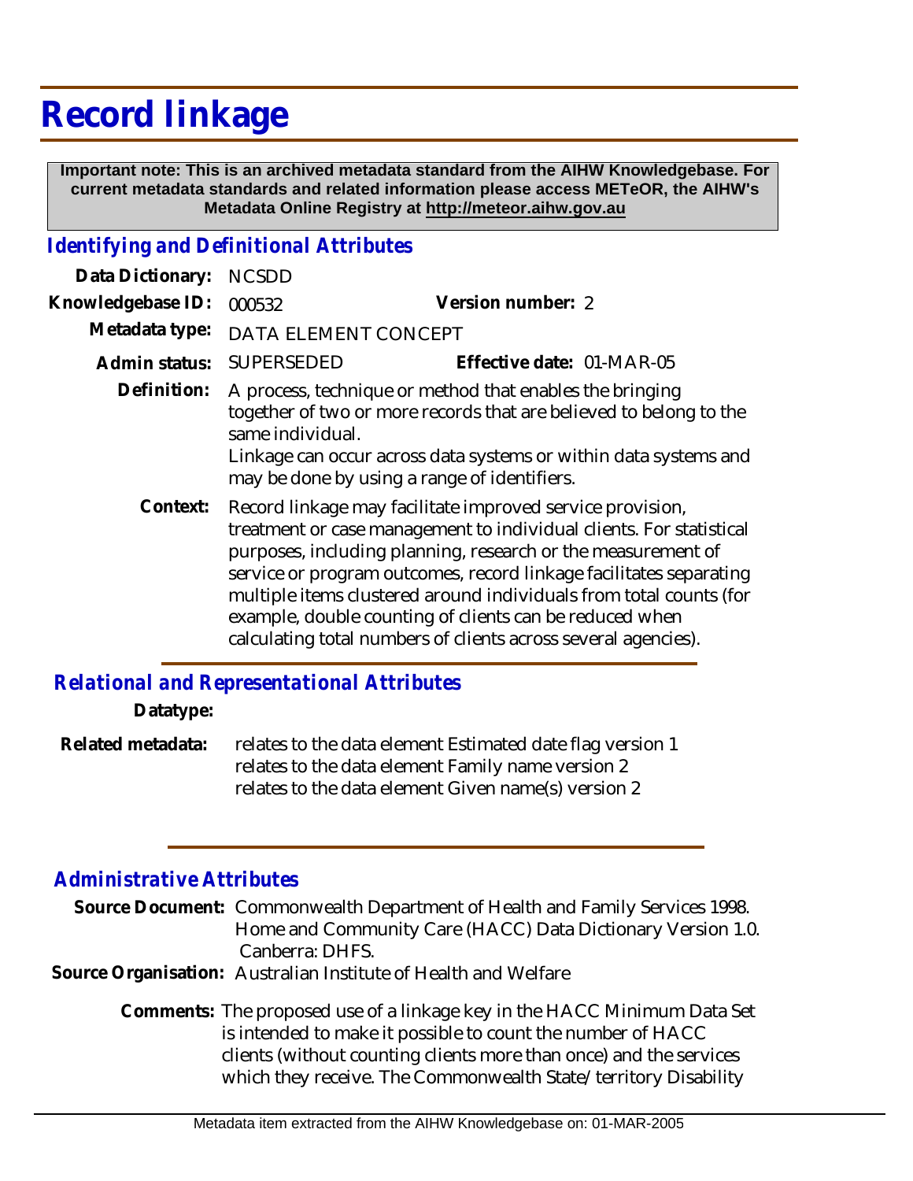# Record linkage

**Important note: This is an archived metadata standard from the AIHW Knowledgebase. For current metadata standards and related information please access METeOR, the AIHW's Metadata Online Registry at http://meteor.aihw.gov.au**

## *Identifying and Definitional Attributes*

**Data Dictionary:** NCSDD

**Knowledgebase ID:** 000532 **Version number:** 2

**Metadata type:** DATA ELEMENT CONCEPT

**Admin status:** SUPERSEDED **Effective date:** 01-MAR-05

**Definition:** A process, technique or method that enables the bringing together of two or more records that are believed to belong to the same individual.
Linkage can occur across data systems or within data systems and may be done by using a range of identifiers.

**Context:** Record linkage may facilitate improved service provision, treatment or case management to individual clients. For statistical purposes, including planning, research or the measurement of service or program outcomes, record linkage facilitates separating multiple items clustered around individuals from total counts (for example, double counting of clients can be reduced when calculating total numbers of clients across several agencies).

## *Relational and Representational Attributes*

**Datatype:**

**Related metadata:** relates to the data element Estimated date flag version 1
relates to the data element Family name version 2
relates to the data element Given name(s) version 2

## *Administrative Attributes*

**Source Document:** Commonwealth Department of Health and Family Services 1998. Home and Community Care (HACC) Data Dictionary Version 1.0. Canberra: DHFS.

**Source Organisation:** Australian Institute of Health and Welfare

**Comments:** The proposed use of a linkage key in the HACC Minimum Data Set is intended to make it possible to count the number of HACC clients (without counting clients more than once) and the services which they receive. The Commonwealth State/territory Disability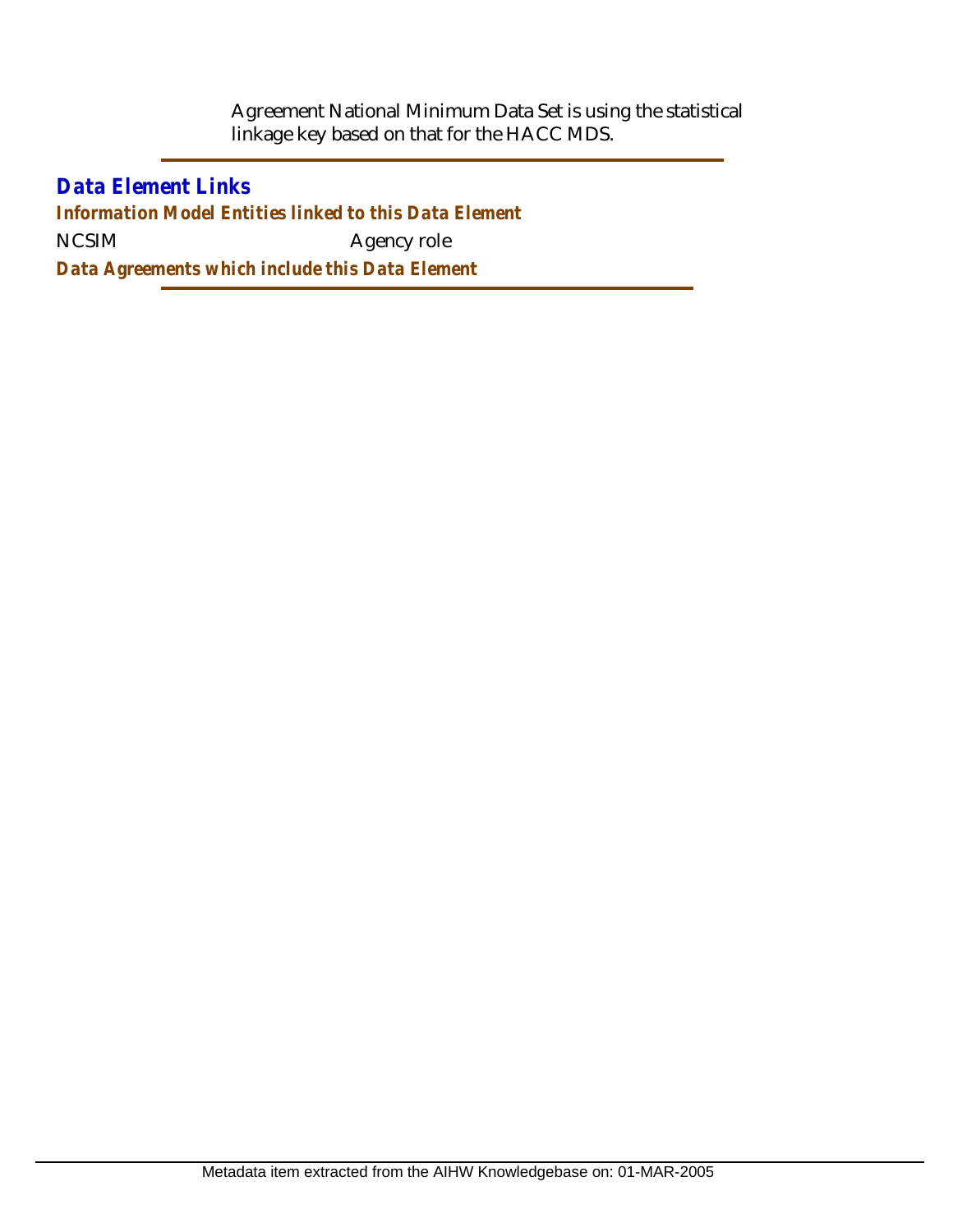Agreement National Minimum Data Set is using the statistical linkage key based on that for the HACC MDS.

## Data Element Links

### Information Model Entities linked to this Data Element

| | |
|---|---|
| NCSIM | Agency role |

### Data Agreements which include this Data Element

Metadata item extracted from the AIHW Knowledgebase on: 01-MAR-2005